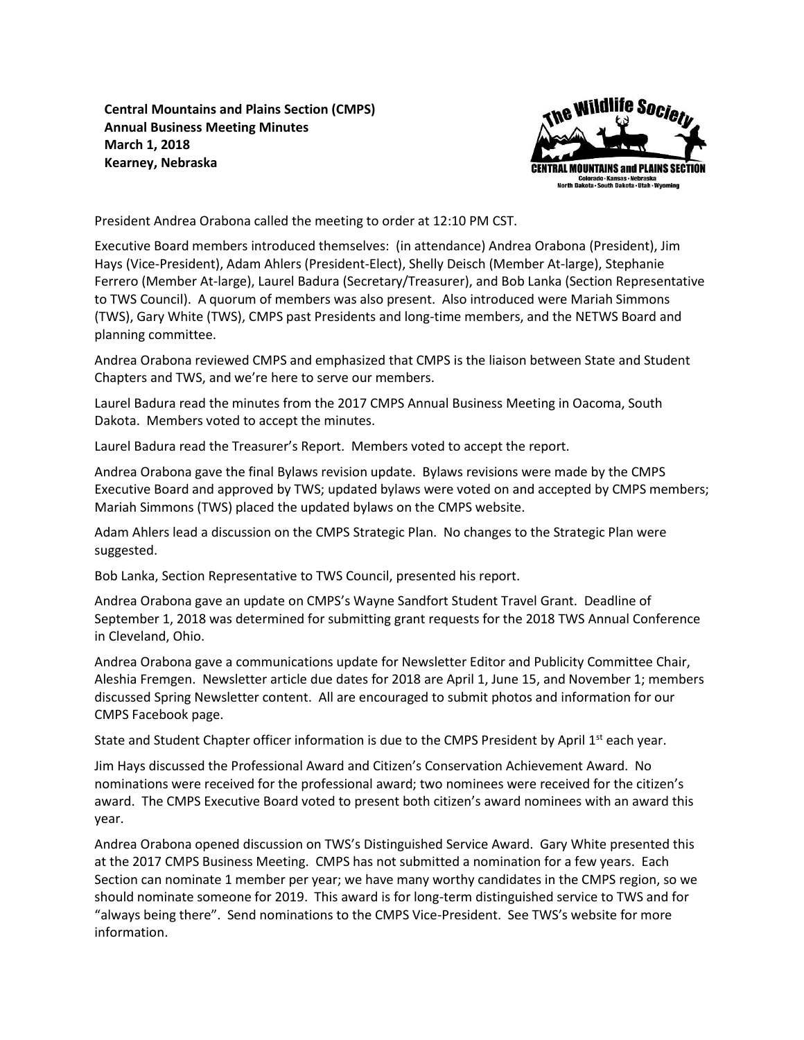**Central Mountains and Plains Section (CMPS)**
**Annual Business Meeting Minutes**
**March 1, 2018**
**Kearney, Nebraska**

President Andrea Orabona called the meeting to order at 12:10 PM CST.

Executive Board members introduced themselves: (in attendance) Andrea Orabona (President), Jim Hays (Vice-President), Adam Ahlers (President-Elect), Shelly Deisch (Member At-large), Stephanie Ferrero (Member At-large), Laurel Badura (Secretary/Treasurer), and Bob Lanka (Section Representative to TWS Council). A quorum of members was also present. Also introduced were Mariah Simmons (TWS), Gary White (TWS), CMPS past Presidents and long-time members, and the NETWS Board and planning committee.

Andrea Orabona reviewed CMPS and emphasized that CMPS is the liaison between State and Student Chapters and TWS, and we're here to serve our members.

Laurel Badura read the minutes from the 2017 CMPS Annual Business Meeting in Oacoma, South Dakota. Members voted to accept the minutes.

Laurel Badura read the Treasurer's Report. Members voted to accept the report.

Andrea Orabona gave the final Bylaws revision update. Bylaws revisions were made by the CMPS Executive Board and approved by TWS; updated bylaws were voted on and accepted by CMPS members; Mariah Simmons (TWS) placed the updated bylaws on the CMPS website.

Adam Ahlers lead a discussion on the CMPS Strategic Plan. No changes to the Strategic Plan were suggested.

Bob Lanka, Section Representative to TWS Council, presented his report.

Andrea Orabona gave an update on CMPS's Wayne Sandfort Student Travel Grant. Deadline of September 1, 2018 was determined for submitting grant requests for the 2018 TWS Annual Conference in Cleveland, Ohio.

Andrea Orabona gave a communications update for Newsletter Editor and Publicity Committee Chair, Aleshia Fremgen. Newsletter article due dates for 2018 are April 1, June 15, and November 1; members discussed Spring Newsletter content. All are encouraged to submit photos and information for our CMPS Facebook page.

State and Student Chapter officer information is due to the CMPS President by April 1st each year.

Jim Hays discussed the Professional Award and Citizen's Conservation Achievement Award. No nominations were received for the professional award; two nominees were received for the citizen's award. The CMPS Executive Board voted to present both citizen's award nominees with an award this year.

Andrea Orabona opened discussion on TWS's Distinguished Service Award. Gary White presented this at the 2017 CMPS Business Meeting. CMPS has not submitted a nomination for a few years. Each Section can nominate 1 member per year; we have many worthy candidates in the CMPS region, so we should nominate someone for 2019. This award is for long-term distinguished service to TWS and for "always being there". Send nominations to the CMPS Vice-President. See TWS's website for more information.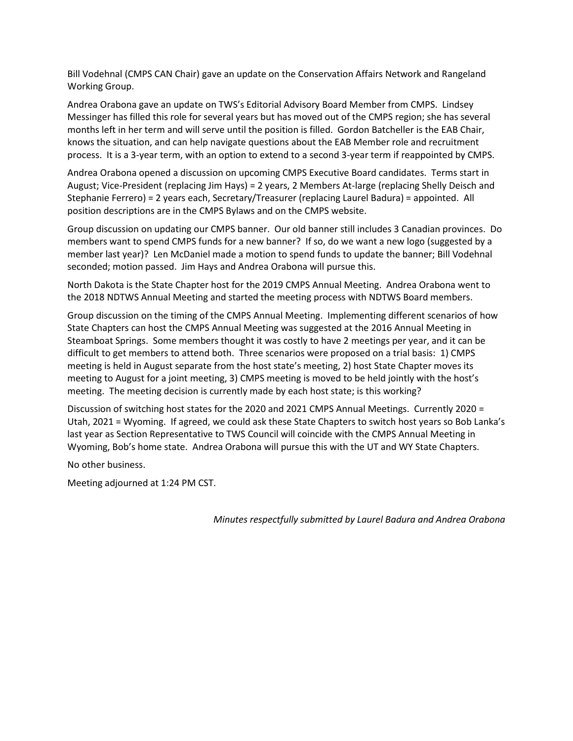Bill Vodehnal (CMPS CAN Chair) gave an update on the Conservation Affairs Network and Rangeland Working Group.

Andrea Orabona gave an update on TWS's Editorial Advisory Board Member from CMPS. Lindsey Messinger has filled this role for several years but has moved out of the CMPS region; she has several months left in her term and will serve until the position is filled. Gordon Batcheller is the EAB Chair, knows the situation, and can help navigate questions about the EAB Member role and recruitment process. It is a 3-year term, with an option to extend to a second 3-year term if reappointed by CMPS.

Andrea Orabona opened a discussion on upcoming CMPS Executive Board candidates. Terms start in August; Vice-President (replacing Jim Hays) = 2 years, 2 Members At-large (replacing Shelly Deisch and Stephanie Ferrero) = 2 years each, Secretary/Treasurer (replacing Laurel Badura) = appointed. All position descriptions are in the CMPS Bylaws and on the CMPS website.

Group discussion on updating our CMPS banner. Our old banner still includes 3 Canadian provinces. Do members want to spend CMPS funds for a new banner? If so, do we want a new logo (suggested by a member last year)? Len McDaniel made a motion to spend funds to update the banner; Bill Vodehnal seconded; motion passed. Jim Hays and Andrea Orabona will pursue this.

North Dakota is the State Chapter host for the 2019 CMPS Annual Meeting. Andrea Orabona went to the 2018 NDTWS Annual Meeting and started the meeting process with NDTWS Board members.

Group discussion on the timing of the CMPS Annual Meeting. Implementing different scenarios of how State Chapters can host the CMPS Annual Meeting was suggested at the 2016 Annual Meeting in Steamboat Springs. Some members thought it was costly to have 2 meetings per year, and it can be difficult to get members to attend both. Three scenarios were proposed on a trial basis: 1) CMPS meeting is held in August separate from the host state's meeting, 2) host State Chapter moves its meeting to August for a joint meeting, 3) CMPS meeting is moved to be held jointly with the host's meeting. The meeting decision is currently made by each host state; is this working?

Discussion of switching host states for the 2020 and 2021 CMPS Annual Meetings. Currently 2020 = Utah, 2021 = Wyoming. If agreed, we could ask these State Chapters to switch host years so Bob Lanka's last year as Section Representative to TWS Council will coincide with the CMPS Annual Meeting in Wyoming, Bob's home state. Andrea Orabona will pursue this with the UT and WY State Chapters.

No other business.

Meeting adjourned at 1:24 PM CST.

*Minutes respectfully submitted by Laurel Badura and Andrea Orabona*